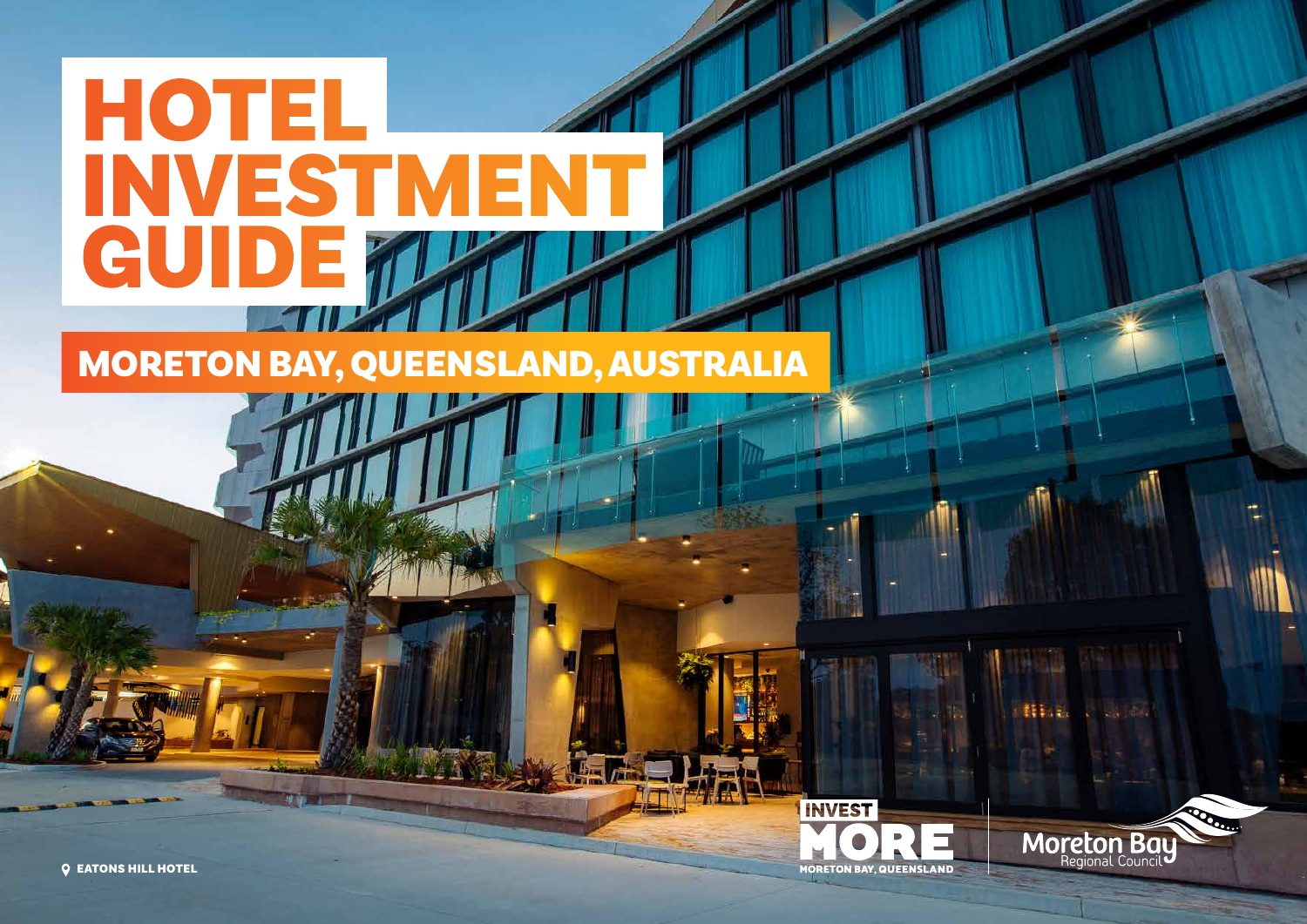# HOTEL INVESTMENT GUIDE

## MORETON BAY, QUEENSLAND, AUSTRALIA

EATONS HILL HOTEL

INVEST MORE
MORETON BAY, QUEENSLAND

Moreton Bay Regional Council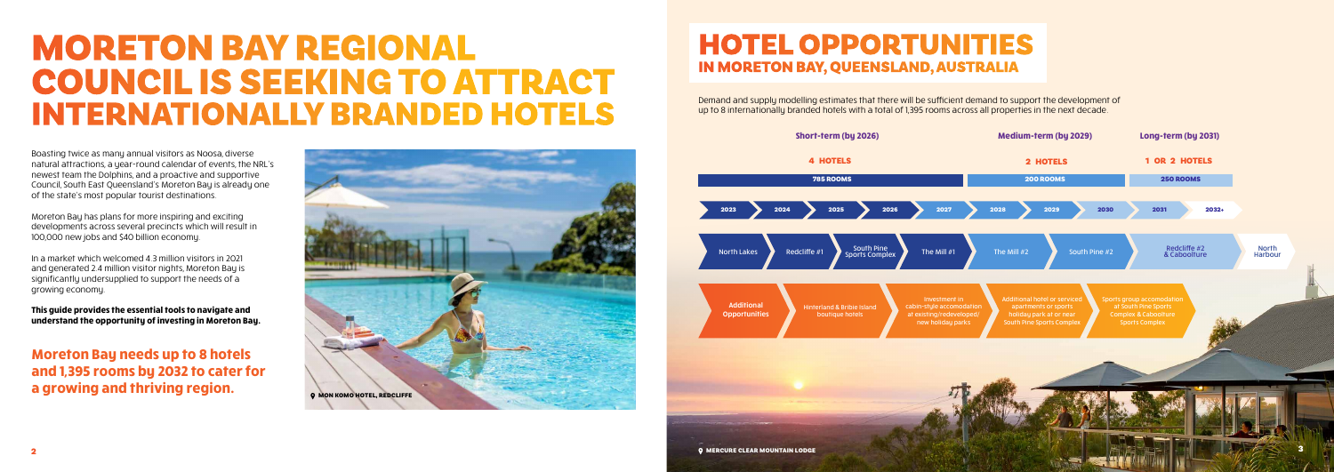# MORETON BAY REGIONAL COUNCIL IS SEEKING TO ATTRACT INTERNATIONALLY BRANDED HOTELS

Boasting twice as many annual visitors as Noosa, diverse natural attractions, a year-round calendar of events, the NRL's newest team the Dolphins, and a proactive and supportive Council, South East Queensland's Moreton Bay is already one of the state's most popular tourist destinations.

Moreton Bay has plans for more inspiring and exciting developments across several precincts which will result in 100,000 new jobs and $40 billion economy.

In a market which welcomed 4.3 million visitors in 2021 and generated 2.4 million visitor nights, Moreton Bay is significantly undersupplied to support the needs of a growing economy.

**This guide provides the essential tools to navigate and understand the opportunity of investing in Moreton Bay.**

## Moreton Bay needs up to 8 hotels and 1,395 rooms by 2032 to cater for a growing and thriving region.

MON KOMO HOTEL, REDCLIFFE

# HOTEL OPPORTUNITIES

## IN MORETON BAY, QUEENSLAND, AUSTRALIA

Demand and supply modelling estimates that there will be sufficient demand to support the development of up to 8 internationally branded hotels with a total of 1,395 rooms across all properties in the next decade.

| | Short-term (by 2026) | Medium-term (by 2029) | Long-term (by 2031) |
|---|---|---|---|
| Hotels | 4 HOTELS | 2 HOTELS | 1 OR 2 HOTELS |
| Rooms | 785 ROOMS | 200 ROOMS | 250 ROOMS |

2023 → 2024 → 2025 → 2026 → 2027 → 2028 → 2029 → 2030 → 2031 → 2032+

North Lakes → Redcliffe #1 → South Pine Sports Complex → The Mill #1 → The Mill #2 → South Pine #2 → Redcliffe #2 & Caboolture → North Harbour

**Additional Opportunities:**

- Hinterland & Bribie Island boutique hotels
- Investment in cabin-style accomodation at existing/redeveloped/new holiday parks
- Additional hotel or serviced apartments or sports holiday park at or near South Pine Sports Complex
- Sports group accomodation at South Pine Sports Complex & Caboolture Sports Complex

MERCURE CLEAR MOUNTAIN LODGE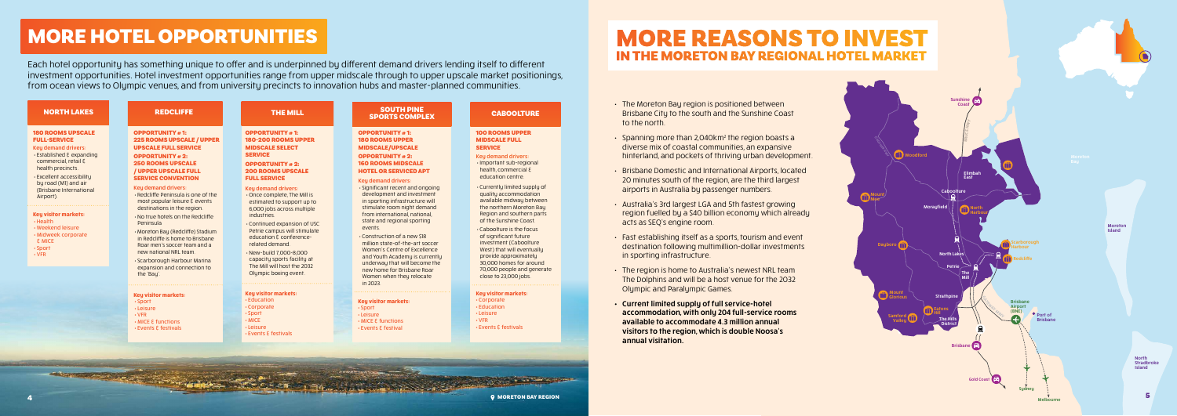# MORE HOTEL OPPORTUNITIES

Each hotel opportunity has something unique to offer and is underpinned by different demand drivers lending itself to different investment opportunities. Hotel investment opportunities range from upper midscale through to upper upscale market positionings, from ocean views to Olympic venues, and from university precincts to innovation hubs and master-planned communities.

## NORTH LAKES

**180 ROOMS UPSCALE FULL-SERVICE**

Key demand drivers:

- Established & expanding commercial, retail & health precincts.
- Excellent accessibility by road (M1) and air (Brisbane International Airport).

**Key visitor markets:**

- Health
- Weekend leisure
- Midweek corporate & MICE
- Sport
- VFR

## REDCLIFFE

**OPPORTUNITY # 1: 225 ROOMS UPSCALE / UPPER UPSCALE FULL SERVICE**

**OPPORTUNITY # 2: 250 ROOMS UPSCALE / UPPER UPSCALE FULL SERVICE CONVENTION**

Key demand drivers:

- Redcliffe Peninsula is one of the most popular leisure & events destinations in the region.
- No true hotels on the Redcliffe Peninsula.
- Moreton Bay (Redcliffe) Stadium in Redcliffe is home to Brisbane Roar men's soccer team and a new national NRL team.
- Scarborough Harbour Marina expansion and connection to the 'Bay'.

**Key visitor markets:**

- Sport
- Leisure
- VFR
- MICE & functions
- Events & festivals

## THE MILL

**OPPORTUNITY # 1: 180-200 ROOMS UPPER MIDSCALE SELECT SERVICE**

**OPPORTUNITY # 2: 200 ROOMS UPSCALE FULL SERVICE**

Key demand drivers:

- Once complete, The Mill is estimated to support up to 6,000 jobs across multiple industries.
- Continued expansion of USC Petrie campus will stimulate education & conference-related demand.
- New-build 7,000-8,000 capacity sports facility at The Mill will host the 2032 Olympic boxing event.

**Key visitor markets:**

- Education
- Corporate
- Sport
- MICE
- Leisure
- Events & festivals

## SOUTH PINE SPORTS COMPLEX

**OPPORTUNITY # 1: 180 ROOMS UPPER MIDSCALE/UPSCALE**

**OPPORTUNITY # 2: 160 ROOMS MIDSCALE HOTEL OR SERVICED APT**

Key demand drivers:

- Significant recent and ongoing development and investment in sporting infrastructure will stimulate room night demand from international, national, state and regional sporting events.
- Construction of a new $18 million state-of-the-art soccer Women's Centre of Excellence and Youth Academy is currently underway that will become the new home for Brisbane Roar Women when they relocate in 2023.

**Key visitor markets:**

- Sport
- Leisure
- MICE & functions
- Events & festival

## CABOOLTURE

**100 ROOMS UPPER MIDSCALE FULL SERVICE**

Key demand drivers:

- Important sub-regional health, commercial & education centre.
- Currently limited supply of quality accommodation available midway between the northern Moreton Bay Region and southern parts of the Sunshine Coast.
- Caboolture is the focus of significant future investment (Caboolture West) that will eventually provide approximately 30,000 homes for around 70,000 people and generate close to 23,000 jobs.

**Key visitor markets:**

- Corporate
- Education
- Leisure
- VFR
- Events & festivals

# MORE REASONS TO INVEST

## IN THE MORETON BAY REGIONAL HOTEL MARKET

- The Moreton Bay region is positioned between Brisbane City to the south and the Sunshine Coast to the north.
- Spanning more than 2,040km² the region boasts a diverse mix of coastal communities, an expansive hinterland, and pockets of thriving urban development.
- Brisbane Domestic and International Airports, located 20 minutes south of the region, are the third largest airports in Australia by passenger numbers.
- Australia's 3rd largest LGA and 5th fastest growing region fuelled by a $40 billion economy which already acts as SEQ's engine room.
- Fast establishing itself as a sports, tourism and event destination following multimillion-dollar investments in sporting infrastructure.
- The region is home to Australia's newest NRL team The Dolphins and will be a host venue for the 2032 Olympic and Paralympic Games.
- **Current limited supply of full service-hotel accommodation, with only 204 full-service rooms available to accommodate 4.3 million annual visitors to the region, which is double Noosa's annual visitation.**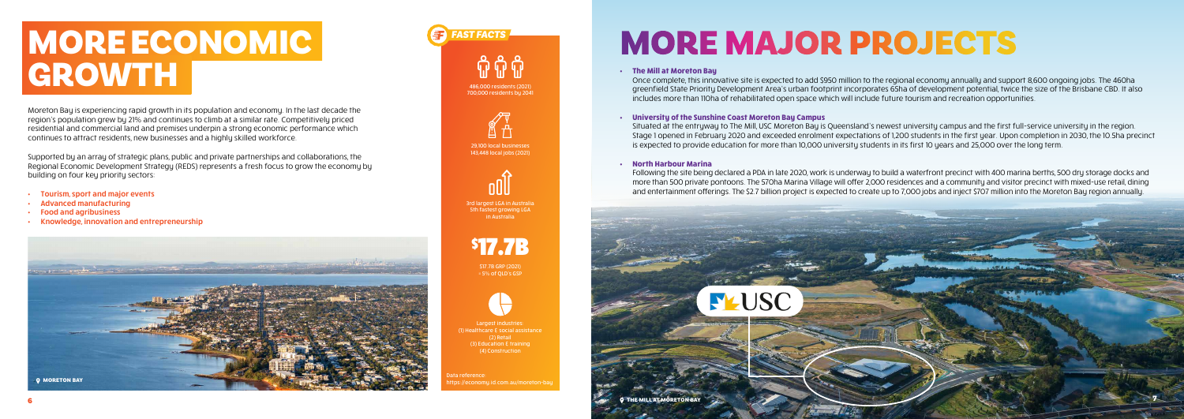# MORE ECONOMIC GROWTH

Moreton Bay is experiencing rapid growth in its population and economy. In the last decade the region's population grew by 21% and continues to climb at a similar rate. Competitively priced residential and commercial land and premises underpin a strong economic performance which continues to attract residents, new businesses and a highly skilled workforce.

Supported by an array of strategic plans, public and private partnerships and collaborations, the Regional Economic Development Strategy (REDS) represents a fresh focus to grow the economy by building on four key priority sectors:

- **Tourism, sport and major events**
- **Advanced manufacturing**
- **Food and agribusiness**
- **Knowledge, innovation and entrepreneurship**

MORETON BAY

## FAST FACTS

486,000 residents (2021)
700,000 residents by 2041

29,100 local businesses
143,448 local jobs (2021)

3rd largest LGA in Australia
5th fastest growing LGA in Australia

**$17.7B**

$17.7B GRP (2021)
~5% of QLD's GSP

Largest industries:
(1) Healthcare & social assistance
(2) Retail
(3) Education & training
(4) Construction

Data reference:
https://economy.id.com.au/moreton-bay

# MORE MAJOR PROJECTS

- **The Mill at Moreton Bay**

  Once complete, this innovative site is expected to add $950 million to the regional economy annually and support 8,600 ongoing jobs. The 460ha greenfield State Priority Development Area's urban footprint incorporates 65ha of development potential, twice the size of the Brisbane CBD. It also includes more than 110ha of rehabilitated open space which will include future tourism and recreation opportunities.

- **University of the Sunshine Coast Moreton Bay Campus**

  Situated at the entryway to The Mill, USC Moreton Bay is Queensland's newest university campus and the first full-service university in the region. Stage 1 opened in February 2020 and exceeded enrolment expectations of 1,200 students in the first year. Upon completion in 2030, the 10.5ha precinct is expected to provide education for more than 10,000 university students in its first 10 years and 25,000 over the long term.

- **North Harbour Marina**

  Following the site being declared a PDA in late 2020, work is underway to build a waterfront precinct with 400 marina berths, 500 dry storage docks and more than 500 private pontoons. The 570ha Marina Village will offer 2,000 residences and a community and visitor precinct with mixed-use retail, dining and entertainment offerings. The $2.7 billion project is expected to create up to 7,000 jobs and inject $707 million into the Moreton Bay region annually.

USC

THE MILL AT MORETON BAY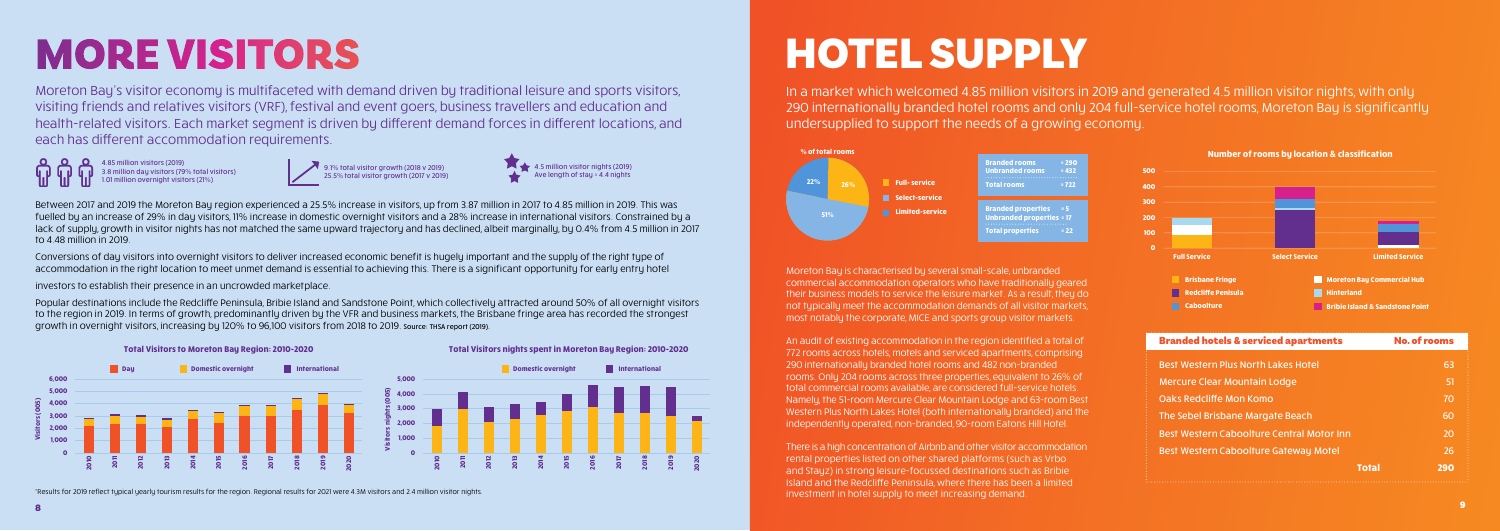# MORE VISITORS

Moreton Bay's visitor economy is multifaceted with demand driven by traditional leisure and sports visitors, visiting friends and relatives visitors (VRF), festival and event goers, business travellers and education and health-related visitors. Each market segment is driven by different demand forces in different locations, and each has different accommodation requirements.

4.85 million visitors (2019)
3.8 million day visitors (79% total visitors)
1.01 million overnight visitors (21%)

9.1% total visitor growth (2018 v 2019)
25.5% total visitor growth (2017 v 2019)

4.5 million visitor nights (2019)
Ave length of stay = 4.4 nights

Between 2017 and 2019 the Moreton Bay region experienced a 25.5% increase in visitors, up from 3.87 million in 2017 to 4.85 million in 2019. This was fuelled by an increase of 29% in day visitors, 11% increase in domestic overnight visitors and a 28% increase in international visitors. Constrained by a lack of supply, growth in visitor nights has not matched the same upward trajectory and has declined, albeit marginally, by 0.4% from 4.5 million in 2017 to 4.48 million in 2019.

Conversions of day visitors into overnight visitors to deliver increased economic benefit is hugely important and the supply of the right type of accommodation in the right location to meet unmet demand is essential to achieving this. There is a significant opportunity for early entry hotel investors to establish their presence in an uncrowded marketplace.

Popular destinations include the Redcliffe Peninsula, Bribie Island and Sandstone Point, which collectively attracted around 50% of all overnight visitors to the region in 2019. In terms of growth, predominantly driven by the VFR and business markets, the Brisbane fringe area has recorded the strongest growth in overnight visitors, increasing by 120% to 96,100 visitors from 2018 to 2019. Source: TMSA report (2019).

**Total Visitors to Moreton Bay Region: 2010-2020**

Legend: Day, Domestic overnight, International. Y-axis: Visitors (000) 0–6,000. X-axis: 2010–2020.

**Total Visitors nights spent in Moreton Bay Region: 2010-2020**

Legend: Domestic overnight, International. Y-axis: Visitors nights (000) 0–5,000. X-axis: 2010–2020.

*Results for 2019 reflect typical yearly tourism results for the region. Regional results for 2021 were 4.3M visitors and 2.4 million visitor nights.

# HOTEL SUPPLY

In a market which welcomed 4.85 million visitors in 2019 and generated 4.5 million visitor nights, with only 290 internationally branded hotel rooms and only 204 full-service hotel rooms, Moreton Bay is significantly undersupplied to support the needs of a growing economy.

**% of total rooms**

- Full-service: 26%
- Select-service: 51%
- Limited-service: 22%

| | |
|---|---|
| Branded rooms | = 290 |
| Unbranded rooms | = 432 |
| Total rooms | = 722 |

| | |
|---|---|
| Branded properties | = 5 |
| Unbranded properties | = 17 |
| Total properties | = 22 |

**Number of rooms by location & classification**

Categories: Full Service, Select Service, Limited Service. Legend: Brisbane Fringe, Redcliffe Penisula, Caboolture, Moreton Bay Commercial Hub, Hinterland, Bribie Island & Sandstone Point.

Moreton Bay is characterised by several small-scale, unbranded commercial accommodation operators who have traditionally geared their business models to service the leisure market. As a result, they do not typically meet the accommodation demands of all visitor markets, most notably the corporate, MICE and sports group visitor markets.

An audit of existing accommodation in the region identified a total of 772 rooms across hotels, motels and serviced apartments, comprising 290 internationally branded hotel rooms and 482 non-branded rooms. Only 204 rooms across three properties, equivalent to 26% of total commercial rooms available, are considered full-service hotels. Namely, the 51-room Mercure Clear Mountain Lodge and 63-room Best Western Plus North Lakes Hotel (both internationally branded) and the independently operated, non-branded, 90-room Eatons Hill Hotel.

There is a high concentration of Airbnb and other visitor accommodation rental properties listed on other shared platforms (such as Vrbo and Stayz) in strong leisure-focussed destinations such as Bribie Island and the Redcliffe Peninsula, where there has been a limited investment in hotel supply to meet increasing demand.

| Branded hotels & serviced apartments | No. of rooms |
|---|---|
| Best Western Plus North Lakes Hotel | 63 |
| Mercure Clear Mountain Lodge | 51 |
| Oaks Redcliffe Mon Komo | 70 |
| The Sebel Brisbane Margate Beach | 60 |
| Best Western Caboolture Central Motor Inn | 20 |
| Best Western Caboolture Gateway Motel | 26 |
| **Total** | **290** |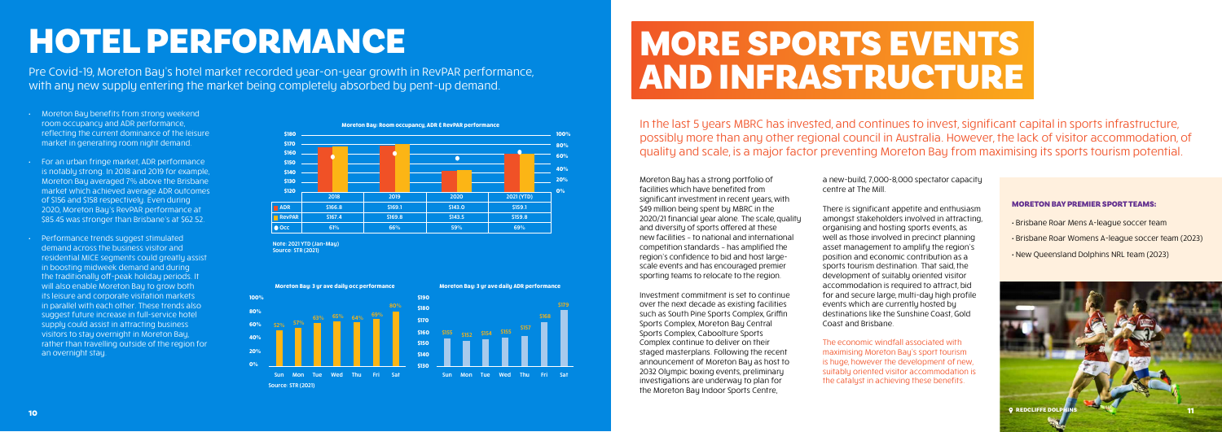# HOTEL PERFORMANCE

Pre Covid-19, Moreton Bay's hotel market recorded year-on-year growth in RevPAR performance, with any new supply entering the market being completely absorbed by pent-up demand.

- Moreton Bay benefits from strong weekend room occupancy and ADR performance, reflecting the current dominance of the leisure market in generating room night demand.
- For an urban fringe market, ADR performance is notably strong. In 2018 and 2019 for example, Moreton Bay averaged 7% above the Brisbane market which achieved average ADR outcomes of $156 and $158 respectively. Even during 2020, Moreton Bay's RevPAR performance at $85.45 was stronger than Brisbane's at $62.52.
- Performance trends suggest stimulated demand across the business visitor and residential MICE segments could greatly assist in boosting midweek demand and during the traditionally off-peak holiday periods. It will also enable Moreton Bay to grow both its leisure and corporate visitation markets in parallel with each other. These trends also suggest future increase in full-service hotel supply could assist in attracting business visitors to stay overnight in Moreton Bay, rather than travelling outside of the region for an overnight stay.

**Moreton Bay: Room occupancy, ADR & RevPAR performance**

| | 2018 | 2019 | 2020 | 2021 (YTD) |
|---|---|---|---|---|
| ADR | $166.8 | $169.1 | $143.0 | $159.1 |
| RevPAR | $167.4 | $169.8 | $143.5 | $159.8 |
| Occ | 61% | 66% | 59% | 69% |

Note: 2021 YTD (Jan-May)
Source: STR (2021)

**Moreton Bay: 3 yr ave daily occ performance**

| Sun | Mon | Tue | Wed | Thu | Fri | Sat |
|---|---|---|---|---|---|---|
| 52% | 57% | 63% | 65% | 64% | 69% | 80% |

**Moreton Bay: 3 yr ave daily ADR performance**

| Sun | Mon | Tue | Wed | Thu | Fri | Sat |
|---|---|---|---|---|---|---|
| $155 | $152 | $154 | $155 | $157 | $168 | $179 |

Source: STR (2021)

# MORE SPORTS EVENTS AND INFRASTRUCTURE

In the last 5 years MBRC has invested, and continues to invest, significant capital in sports infrastructure, possibly more than any other regional council in Australia. However, the lack of visitor accommodation, of quality and scale, is a major factor preventing Moreton Bay from maximising its sports tourism potential.

Moreton Bay has a strong portfolio of facilities which have benefited from significant investment in recent years, with $49 million being spent by MBRC in the 2020/21 financial year alone. The scale, quality and diversity of sports offered at these new facilities – to national and international competition standards – has amplified the region's confidence to bid and host large-scale events and has encouraged premier sporting teams to relocate to the region.

Investment commitment is set to continue over the next decade as existing facilities such as South Pine Sports Complex, Griffin Sports Complex, Moreton Bay Central Sports Complex, Caboolture Sports Complex continue to deliver on their staged masterplans. Following the recent announcement of Moreton Bay as host to 2032 Olympic boxing events, preliminary investigations are underway to plan for the Moreton Bay Indoor Sports Centre, a new-build, 7,000-8,000 spectator capacity centre at The Mill.

There is significant appetite and enthusiasm amongst stakeholders involved in attracting, organising and hosting sports events, as well as those involved in precinct planning asset management to amplify the region's position and economic contribution as a sports tourism destination. That said, the development of suitably oriented visitor accommodation is required to attract, bid for and secure large, multi-day high profile events which are currently hosted by destinations like the Sunshine Coast, Gold Coast and Brisbane.

The economic windfall associated with maximising Moreton Bay's sport tourism is huge, however the development of new, suitably oriented visitor accommodation is the catalyst in achieving these benefits.

**MORETON BAY PREMIER SPORT TEAMS:**

- Brisbane Roar Mens A-league soccer team
- Brisbane Roar Womens A-league soccer team (2023)
- New Queensland Dolphins NRL team (2023)

REDCLIFFE DOLPHINS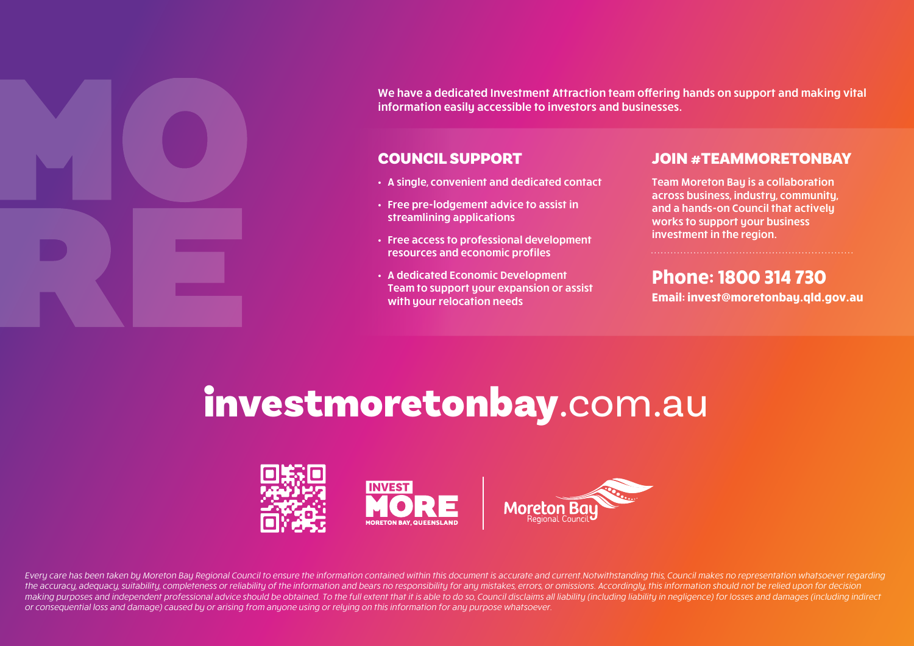We have a dedicated Investment Attraction team offering hands on support and making vital information easily accessible to investors and businesses.

## COUNCIL SUPPORT

- A single, convenient and dedicated contact
- Free pre-lodgement advice to assist in streamlining applications
- Free access to professional development resources and economic profiles
- A dedicated Economic Development Team to support your expansion or assist with your relocation needs

## JOIN #TEAMMORETONBAY

Team Moreton Bay is a collaboration across business, industry, community, and a hands-on Council that actively works to support your business investment in the region.

**Phone: 1800 314 730**

**Email: invest@moretonbay.qld.gov.au**

# **investmoretonbay**.com.au

INVEST MORE MORETON BAY, QUEENSLAND

Moreton Bay Regional Council

*Every care has been taken by Moreton Bay Regional Council to ensure the information contained within this document is accurate and current.Notwithstanding this, Council makes no representation whatsoever regarding the accuracy, adequacy, suitability, completeness or reliability of the information and bears no responsibility for any mistakes, errors, or omissions. Accordingly, this information should not be relied upon for decision making purposes and independent professional advice should be obtained. To the full extent that it is able to do so, Council disclaims all liability (including liability in negligence) for losses and damages (including indirect or consequential loss and damage) caused by or arising from anyone using or relying on this information for any purpose whatsoever.*